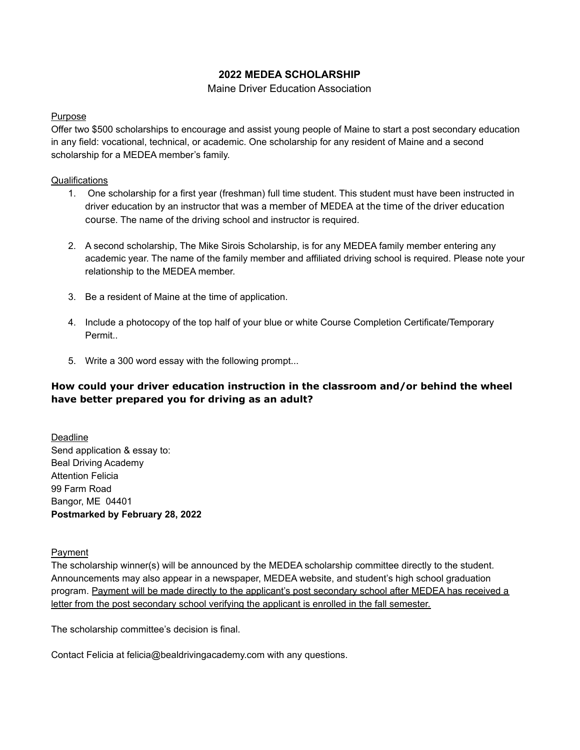# 2022 MEDEA SCHOLARSHIP

Maine Driver Education Association

Purpose

Offer two $500 scholarships to encourage and assist young people of Maine to start a post secondary education in any field: vocational, technical, or academic. One scholarship for any resident of Maine and a second scholarship for a MEDEA member's family.

Qualifications

1. One scholarship for a first year (freshman) full time student. This student must have been instructed in driver education by an instructor that was a member of MEDEA at the time of the driver education course. The name of the driving school and instructor is required.

2. A second scholarship, The Mike Sirois Scholarship, is for any MEDEA family member entering any academic year. The name of the family member and affiliated driving school is required. Please note your relationship to the MEDEA member.

3. Be a resident of Maine at the time of application.

4. Include a photocopy of the top half of your blue or white Course Completion Certificate/Temporary Permit..

5. Write a 300 word essay with the following prompt...

**How could your driver education instruction in the classroom and/or behind the wheel have better prepared you for driving as an adult?**

Deadline

Send application & essay to:
Beal Driving Academy
Attention Felicia
99 Farm Road
Bangor, ME 04401
**Postmarked by February 28, 2022**

Payment

The scholarship winner(s) will be announced by the MEDEA scholarship committee directly to the student. Announcements may also appear in a newspaper, MEDEA website, and student's high school graduation program. Payment will be made directly to the applicant's post secondary school after MEDEA has received a letter from the post secondary school verifying the applicant is enrolled in the fall semester.

The scholarship committee's decision is final.

Contact Felicia at felicia@bealdrivingacademy.com with any questions.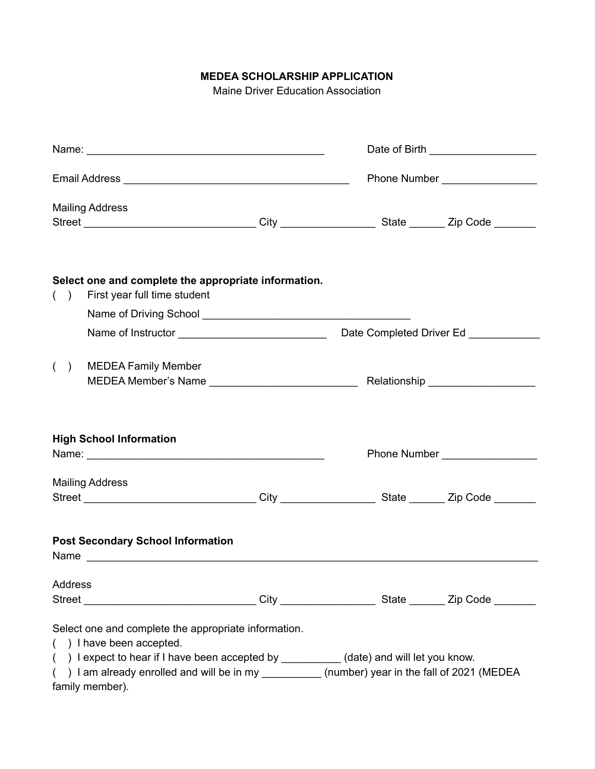**MEDEA SCHOLARSHIP APPLICATION**

Maine Driver Education Association

Name: ________________________________________ Date of Birth __________________

Email Address ______________________________________ Phone Number ________________

Mailing Address

Street _____________________________ City ________________ State ______ Zip Code _______

**Select one and complete the appropriate information.**

( ) First year full time student

Name of Driving School __________________________________

Name of Instructor _________________________ Date Completed Driver Ed ____________

( ) MEDEA Family Member

MEDEA Member's Name _________________________ Relationship __________________

**High School Information**

Name: ________________________________________ Phone Number ________________

Mailing Address

Street _____________________________ City ________________ State ______ Zip Code _______

**Post Secondary School Information**

Name ____________________________________________________________________________

Address

Street _____________________________ City ________________ State ______ Zip Code _______

Select one and complete the appropriate information.

( ) I have been accepted.

( ) I expect to hear if I have been accepted by __________ (date) and will let you know.

( ) I am already enrolled and will be in my __________ (number) year in the fall of 2021 (MEDEA family member).